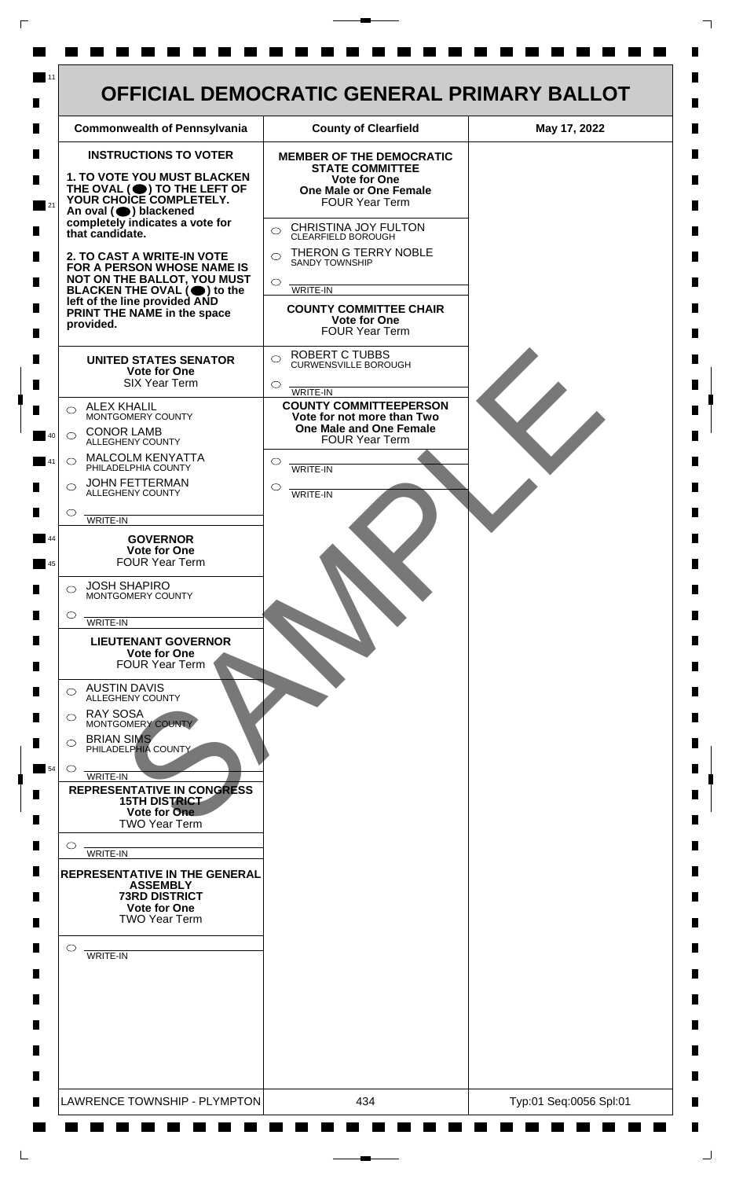# OFFICIAL DEMOCRATIC GENERAL PRIMARY BALLOT

| Commonwealth of Pennsylvania | County of Clearfield | May 17, 2022 |
|---|---|---|

**INSTRUCTIONS TO VOTER**

**1. TO VOTE YOU MUST BLACKEN THE OVAL (⬬) TO THE LEFT OF YOUR CHOICE COMPLETELY.** An oval (⬬) blackened completely indicates a vote for that candidate.

**2. TO CAST A WRITE-IN VOTE FOR A PERSON WHOSE NAME IS NOT ON THE BALLOT, YOU MUST BLACKEN THE OVAL (⬬) to the left of the line provided AND PRINT THE NAME in the space provided.**

**UNITED STATES SENATOR**
**Vote for One**
SIX Year Term

- ○ ALEX KHALIL — MONTGOMERY COUNTY
- ○ CONOR LAMB — ALLEGHENY COUNTY
- ○ MALCOLM KENYATTA — PHILADELPHIA COUNTY
- ○ JOHN FETTERMAN — ALLEGHENY COUNTY
- ○ ________ WRITE-IN

**GOVERNOR**
**Vote for One**
FOUR Year Term

- ○ JOSH SHAPIRO — MONTGOMERY COUNTY
- ○ ________ WRITE-IN

**LIEUTENANT GOVERNOR**
**Vote for One**
FOUR Year Term

- ○ AUSTIN DAVIS — ALLEGHENY COUNTY
- ○ RAY SOSA — MONTGOMERY COUNTY
- ○ BRIAN SIMS — PHILADELPHIA COUNTY
- ○ ________ WRITE-IN

**REPRESENTATIVE IN CONGRESS**
**15TH DISTRICT**
**Vote for One**
TWO Year Term

- ○ ________ WRITE-IN

**REPRESENTATIVE IN THE GENERAL ASSEMBLY**
**73RD DISTRICT**
**Vote for One**
TWO Year Term

- ○ ________ WRITE-IN

**MEMBER OF THE DEMOCRATIC STATE COMMITTEE**
**Vote for One**
**One Male or One Female**
FOUR Year Term

- ○ CHRISTINA JOY FULTON — CLEARFIELD BOROUGH
- ○ THERON G TERRY NOBLE — SANDY TOWNSHIP
- ○ ________ WRITE-IN

**COUNTY COMMITTEE CHAIR**
**Vote for One**
FOUR Year Term

- ○ ROBERT C TUBBS — CURWENSVILLE BOROUGH
- ○ ________ WRITE-IN

**COUNTY COMMITTEEPERSON**
**Vote for not more than Two**
**One Male and One Female**
FOUR Year Term

- ○ ________ WRITE-IN
- ○ ________ WRITE-IN

SAMPLE

| LAWRENCE TOWNSHIP - PLYMPTON | 434 | Typ:01 Seq:0056 Spl:01 |
|---|---|---|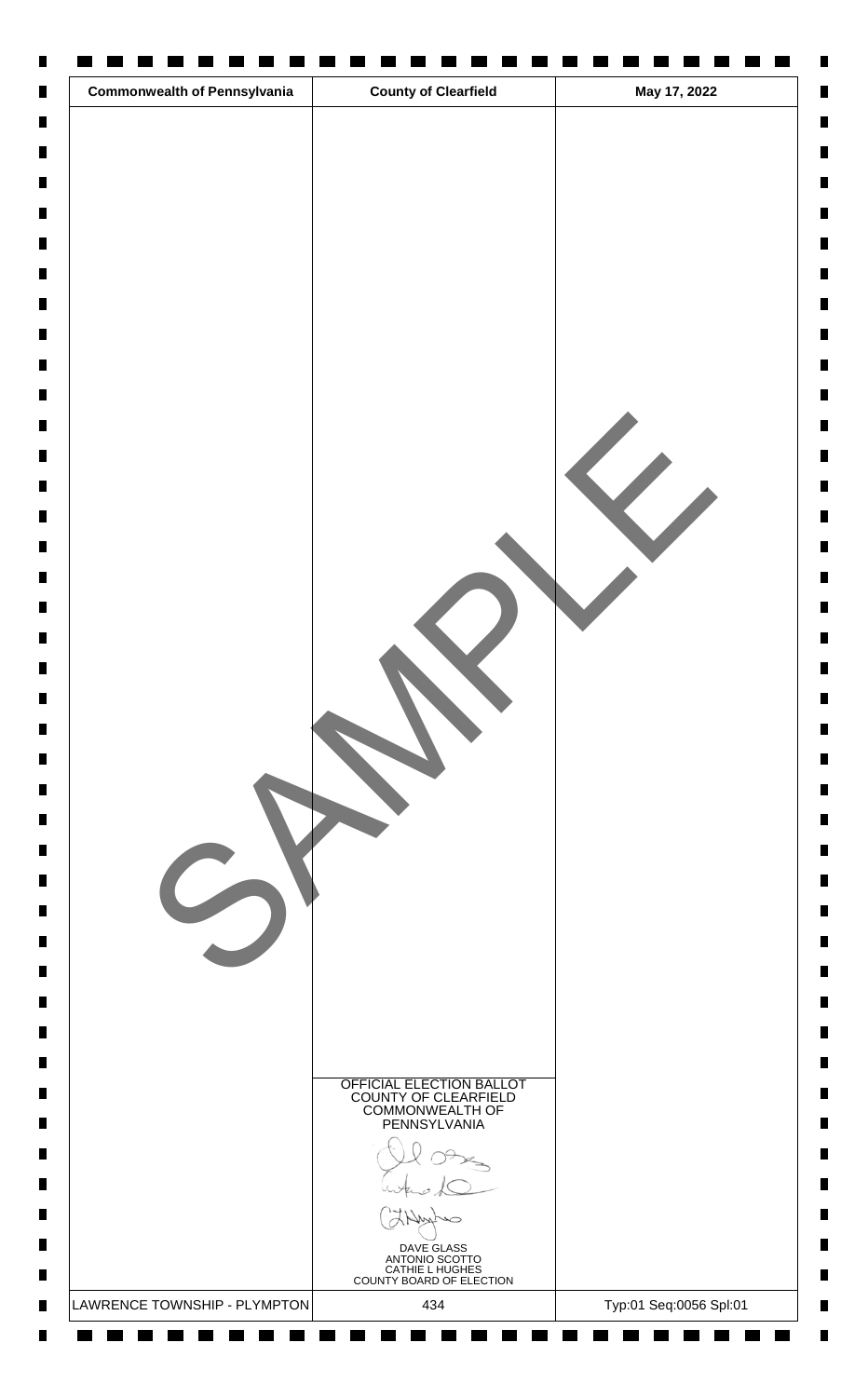| Commonwealth of Pennsylvania | County of Clearfield | May 17, 2022 |
|---|---|---|

SAMPLE

OFFICIAL ELECTION BALLOT
COUNTY OF CLEARFIELD
COMMONWEALTH OF
PENNSYLVANIA

DAVE GLASS
ANTONIO SCOTTO
CATHIE L HUGHES
COUNTY BOARD OF ELECTION

| LAWRENCE TOWNSHIP - PLYMPTON | 434 | Typ:01 Seq:0056 Spl:01 |
|---|---|---|